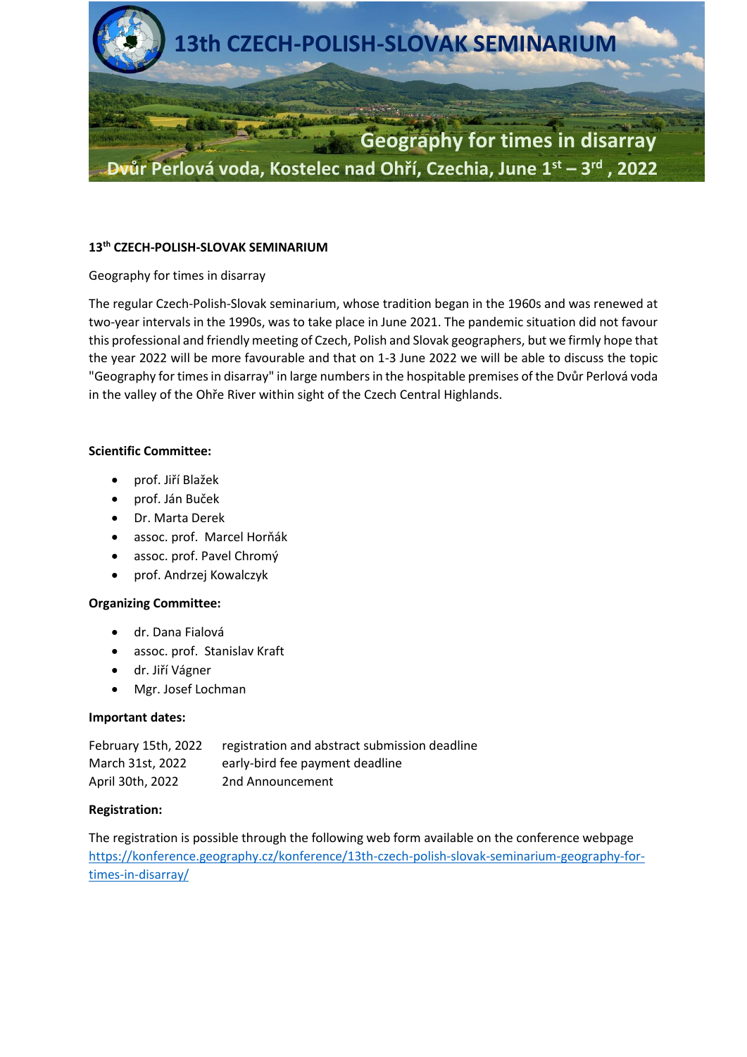# 13th CZECH-POLISH-SLOVAK SEMINARIUM

## Geography for times in disarray

**Dvůr Perlová voda, Kostelec nad Ohří, Czechia, June 1st – 3rd, 2022**

**13th CZECH-POLISH-SLOVAK SEMINARIUM**

Geography for times in disarray

The regular Czech-Polish-Slovak seminarium, whose tradition began in the 1960s and was renewed at two-year intervals in the 1990s, was to take place in June 2021. The pandemic situation did not favour this professional and friendly meeting of Czech, Polish and Slovak geographers, but we firmly hope that the year 2022 will be more favourable and that on 1-3 June 2022 we will be able to discuss the topic "Geography for times in disarray" in large numbers in the hospitable premises of the Dvůr Perlová voda in the valley of the Ohře River within sight of the Czech Central Highlands.

**Scientific Committee:**

- prof. Jiří Blažek
- prof. Ján Buček
- Dr. Marta Derek
- assoc. prof. Marcel Horňák
- assoc. prof. Pavel Chromý
- prof. Andrzej Kowalczyk

**Organizing Committee:**

- dr. Dana Fialová
- assoc. prof. Stanislav Kraft
- dr. Jiří Vágner
- Mgr. Josef Lochman

**Important dates:**

| | |
|---|---|
| February 15th, 2022 | registration and abstract submission deadline |
| March 31st, 2022 | early-bird fee payment deadline |
| April 30th, 2022 | 2nd Announcement |

**Registration:**

The registration is possible through the following web form available on the conference webpage [https://konference.geography.cz/konference/13th-czech-polish-slovak-seminarium-geography-for-times-in-disarray/](https://konference.geography.cz/konference/13th-czech-polish-slovak-seminarium-geography-for-times-in-disarray/)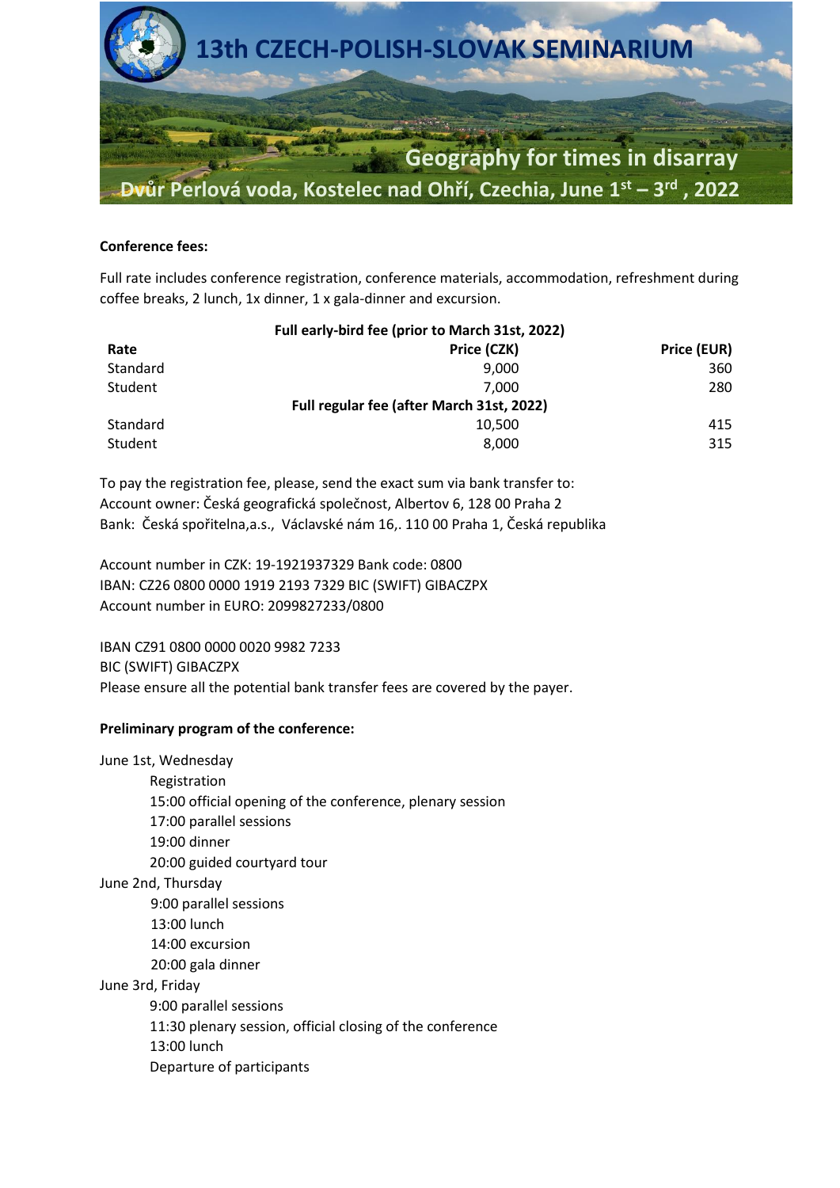# 13th CZECH-POLISH-SLOVAK SEMINARIUM

## Geography for times in disarray

**Dvůr Perlová voda, Kostelec nad Ohří, Czechia, June 1st – 3rd, 2022**

**Conference fees:**

Full rate includes conference registration, conference materials, accommodation, refreshment during coffee breaks, 2 lunch, 1x dinner, 1 x gala-dinner and excursion.

| Rate | Price (CZK) | Price (EUR) |
|---|---|---|
| **Full early-bird fee (prior to March 31st, 2022)** | | |
| Standard | 9,000 | 360 |
| Student | 7,000 | 280 |
| **Full regular fee (after March 31st, 2022)** | | |
| Standard | 10,500 | 415 |
| Student | 8,000 | 315 |

To pay the registration fee, please, send the exact sum via bank transfer to:
Account owner: Česká geografická společnost, Albertov 6, 128 00 Praha 2
Bank: Česká spořitelna,a.s., Václavské nám 16,. 110 00 Praha 1, Česká republika

Account number in CZK: 19-1921937329 Bank code: 0800
IBAN: CZ26 0800 0000 1919 2193 7329 BIC (SWIFT) GIBACZPX
Account number in EURO: 2099827233/0800

IBAN CZ91 0800 0000 0020 9982 7233
BIC (SWIFT) GIBACZPX
Please ensure all the potential bank transfer fees are covered by the payer.

**Preliminary program of the conference:**

June 1st, Wednesday
- Registration
- 15:00 official opening of the conference, plenary session
- 17:00 parallel sessions
- 19:00 dinner
- 20:00 guided courtyard tour

June 2nd, Thursday
- 9:00 parallel sessions
- 13:00 lunch
- 14:00 excursion
- 20:00 gala dinner

June 3rd, Friday
- 9:00 parallel sessions
- 11:30 plenary session, official closing of the conference
- 13:00 lunch
- Departure of participants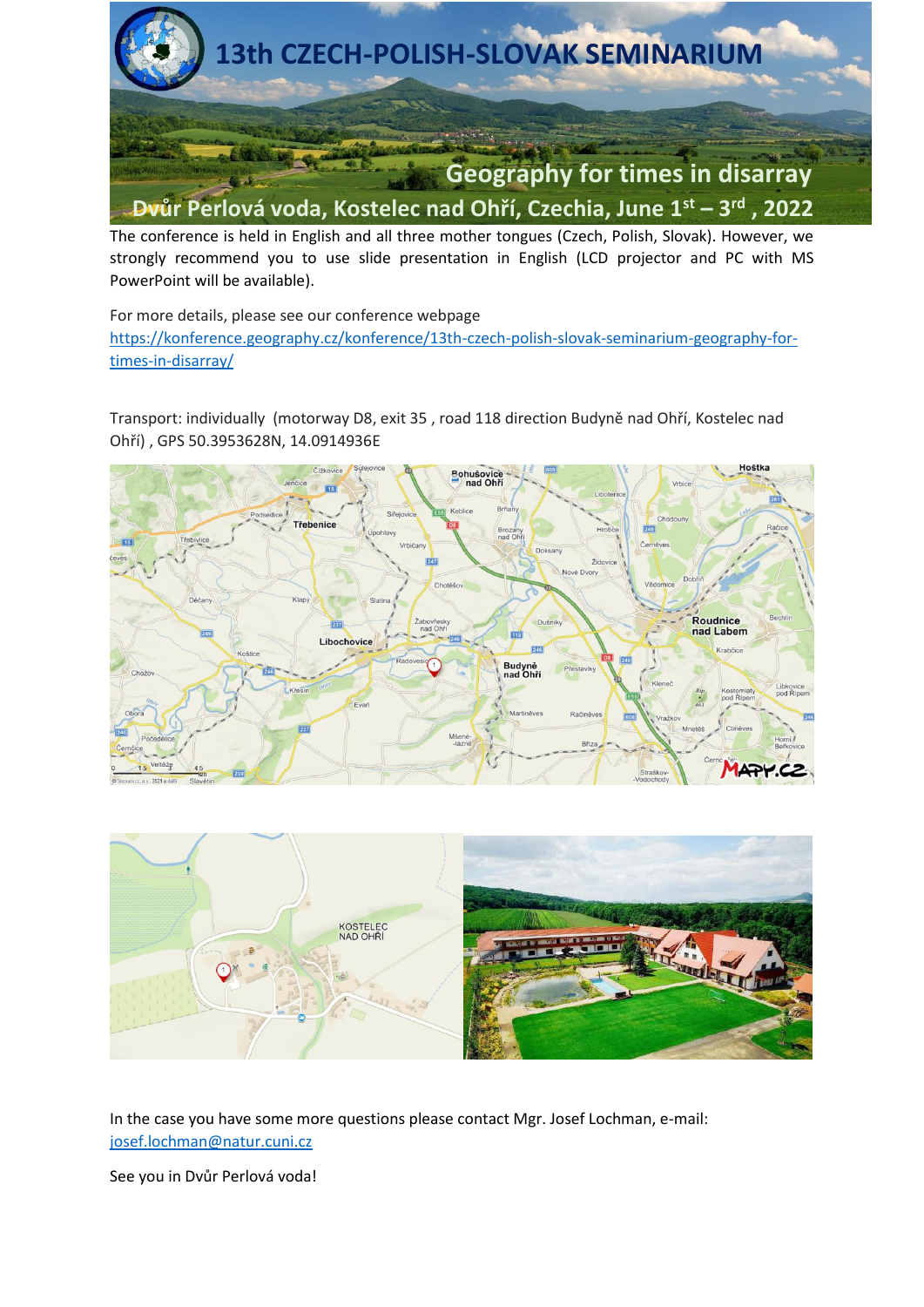# 13th CZECH-POLISH-SLOVAK SEMINARIUM

## Geography for times in disarray

**Dvůr Perlová voda, Kostelec nad Ohří, Czechia, June 1st – 3rd, 2022**

The conference is held in English and all three mother tongues (Czech, Polish, Slovak). However, we strongly recommend you to use slide presentation in English (LCD projector and PC with MS PowerPoint will be available).

For more details, please see our conference webpage https://konference.geography.cz/konference/13th-czech-polish-slovak-seminarium-geography-for-times-in-disarray/

Transport: individually (motorway D8, exit 35, road 118 direction Budyně nad Ohří, Kostelec nad Ohří), GPS 50.3953628N, 14.0914936E

In the case you have some more questions please contact Mgr. Josef Lochman, e-mail: josef.lochman@natur.cuni.cz

See you in Dvůr Perlová voda!